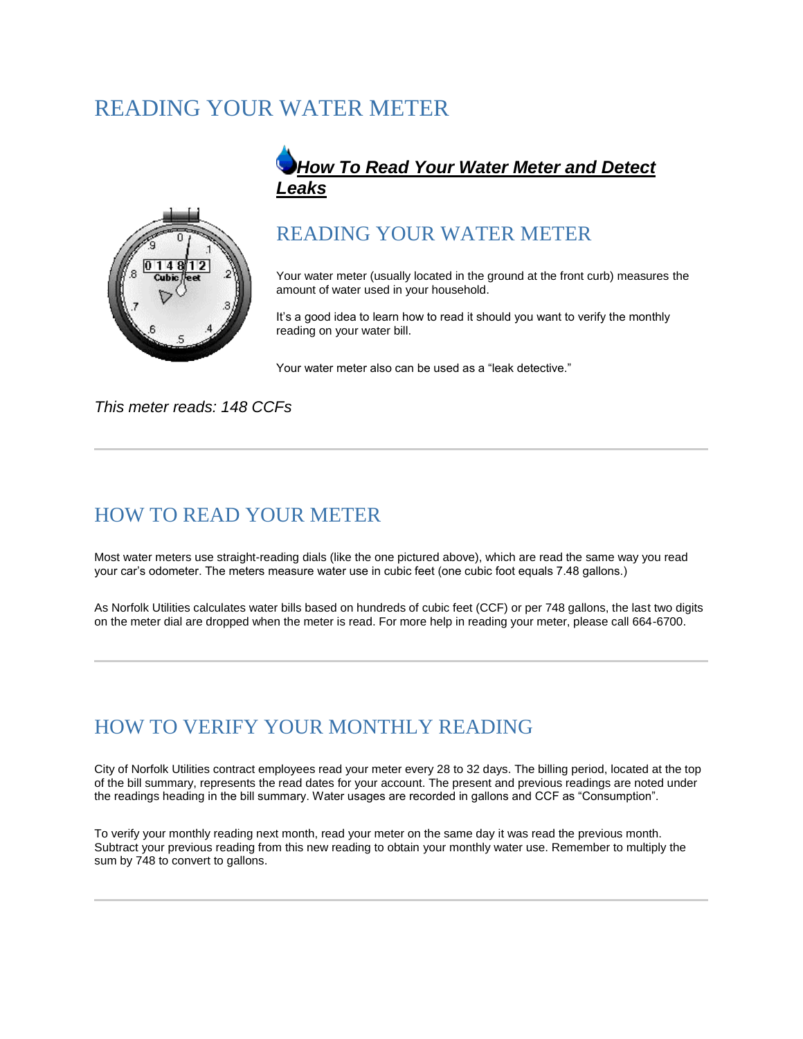# READING YOUR WATER METER

***How To Read Your Water Meter and Detect Leaks***

## READING YOUR WATER METER

Your water meter (usually located in the ground at the front curb) measures the amount of water used in your household.

It's a good idea to learn how to read it should you want to verify the monthly reading on your water bill.

Your water meter also can be used as a "leak detective."

*This meter reads: 148 CCFs*

---

## HOW TO READ YOUR METER

Most water meters use straight-reading dials (like the one pictured above), which are read the same way you read your car's odometer. The meters measure water use in cubic feet (one cubic foot equals 7.48 gallons.)

As Norfolk Utilities calculates water bills based on hundreds of cubic feet (CCF) or per 748 gallons, the last two digits on the meter dial are dropped when the meter is read. For more help in reading your meter, please call 664-6700.

---

## HOW TO VERIFY YOUR MONTHLY READING

City of Norfolk Utilities contract employees read your meter every 28 to 32 days. The billing period, located at the top of the bill summary, represents the read dates for your account. The present and previous readings are noted under the readings heading in the bill summary. Water usages are recorded in gallons and CCF as "Consumption".

To verify your monthly reading next month, read your meter on the same day it was read the previous month. Subtract your previous reading from this new reading to obtain your monthly water use. Remember to multiply the sum by 748 to convert to gallons.

---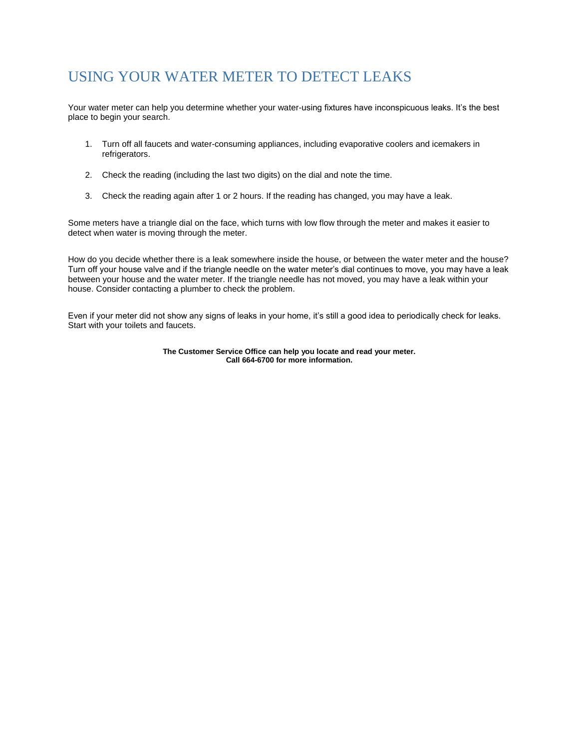# USING YOUR WATER METER TO DETECT LEAKS

Your water meter can help you determine whether your water-using fixtures have inconspicuous leaks. It's the best place to begin your search.

1. Turn off all faucets and water-consuming appliances, including evaporative coolers and icemakers in refrigerators.

2. Check the reading (including the last two digits) on the dial and note the time.

3. Check the reading again after 1 or 2 hours. If the reading has changed, you may have a leak.

Some meters have a triangle dial on the face, which turns with low flow through the meter and makes it easier to detect when water is moving through the meter.

How do you decide whether there is a leak somewhere inside the house, or between the water meter and the house? Turn off your house valve and if the triangle needle on the water meter's dial continues to move, you may have a leak between your house and the water meter. If the triangle needle has not moved, you may have a leak within your house. Consider contacting a plumber to check the problem.

Even if your meter did not show any signs of leaks in your home, it's still a good idea to periodically check for leaks. Start with your toilets and faucets.

**The Customer Service Office can help you locate and read your meter.**
**Call 664-6700 for more information.**